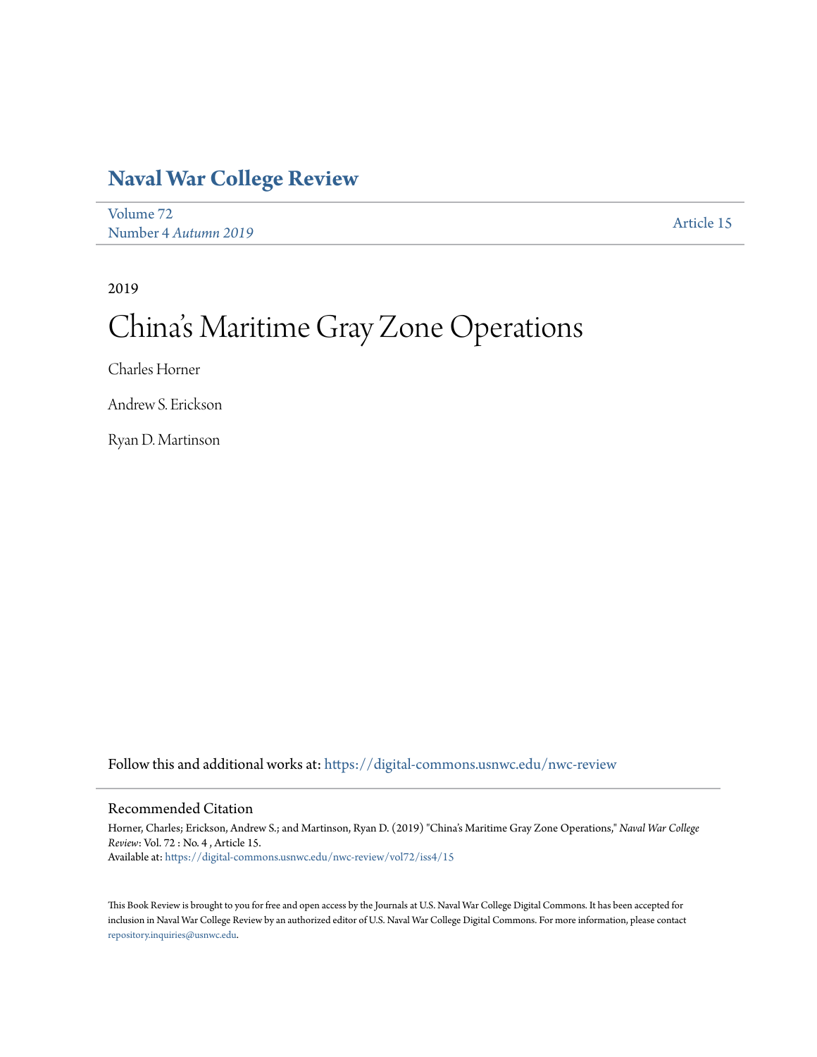# Naval War College Review

Volume 72
Number 4 *Autumn 2019*

Article 15

2019

# China's Maritime Gray Zone Operations

Charles Horner

Andrew S. Erickson

Ryan D. Martinson

Follow this and additional works at: https://digital-commons.usnwc.edu/nwc-review

## Recommended Citation

Horner, Charles; Erickson, Andrew S.; and Martinson, Ryan D. (2019) "China's Maritime Gray Zone Operations," *Naval War College Review*: Vol. 72 : No. 4 , Article 15.
Available at: https://digital-commons.usnwc.edu/nwc-review/vol72/iss4/15

This Book Review is brought to you for free and open access by the Journals at U.S. Naval War College Digital Commons. It has been accepted for inclusion in Naval War College Review by an authorized editor of U.S. Naval War College Digital Commons. For more information, please contact repository.inquiries@usnwc.edu.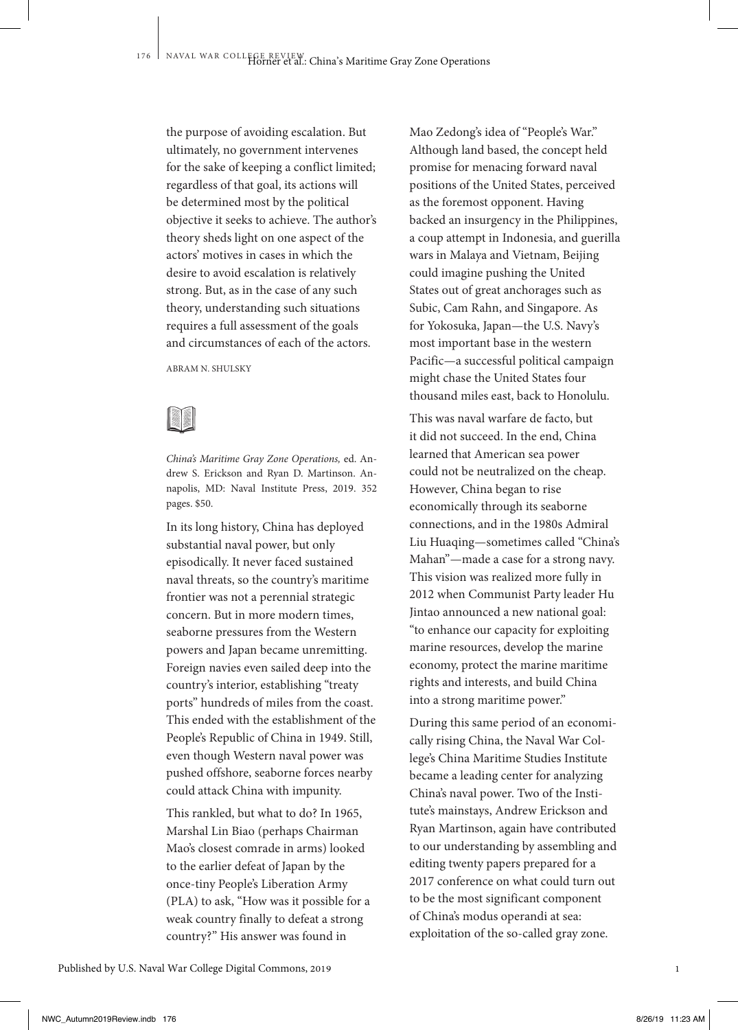the purpose of avoiding escalation. But ultimately, no government intervenes for the sake of keeping a conflict limited; regardless of that goal, its actions will be determined most by the political objective it seeks to achieve. The author's theory sheds light on one aspect of the actors' motives in cases in which the desire to avoid escalation is relatively strong. But, as in the case of any such theory, understanding such situations requires a full assessment of the goals and circumstances of each of the actors.

ABRAM N. SHULSKY

*China's Maritime Gray Zone Operations,* ed. Andrew S. Erickson and Ryan D. Martinson. Annapolis, MD: Naval Institute Press, 2019. 352 pages. $50.

In its long history, China has deployed substantial naval power, but only episodically. It never faced sustained naval threats, so the country's maritime frontier was not a perennial strategic concern. But in more modern times, seaborne pressures from the Western powers and Japan became unremitting. Foreign navies even sailed deep into the country's interior, establishing "treaty ports" hundreds of miles from the coast. This ended with the establishment of the People's Republic of China in 1949. Still, even though Western naval power was pushed offshore, seaborne forces nearby could attack China with impunity.

This rankled, but what to do? In 1965, Marshal Lin Biao (perhaps Chairman Mao's closest comrade in arms) looked to the earlier defeat of Japan by the once-tiny People's Liberation Army (PLA) to ask, "How was it possible for a weak country finally to defeat a strong country?" His answer was found in Mao Zedong's idea of "People's War." Although land based, the concept held promise for menacing forward naval positions of the United States, perceived as the foremost opponent. Having backed an insurgency in the Philippines, a coup attempt in Indonesia, and guerilla wars in Malaya and Vietnam, Beijing could imagine pushing the United States out of great anchorages such as Subic, Cam Rahn, and Singapore. As for Yokosuka, Japan—the U.S. Navy's most important base in the western Pacific—a successful political campaign might chase the United States four thousand miles east, back to Honolulu.

This was naval warfare de facto, but it did not succeed. In the end, China learned that American sea power could not be neutralized on the cheap. However, China began to rise economically through its seaborne connections, and in the 1980s Admiral Liu Huaqing—sometimes called "China's Mahan"—made a case for a strong navy. This vision was realized more fully in 2012 when Communist Party leader Hu Jintao announced a new national goal: "to enhance our capacity for exploiting marine resources, develop the marine economy, protect the marine maritime rights and interests, and build China into a strong maritime power."

During this same period of an economically rising China, the Naval War College's China Maritime Studies Institute became a leading center for analyzing China's naval power. Two of the Institute's mainstays, Andrew Erickson and Ryan Martinson, again have contributed to our understanding by assembling and editing twenty papers prepared for a 2017 conference on what could turn out to be the most significant component of China's modus operandi at sea: exploitation of the so-called gray zone.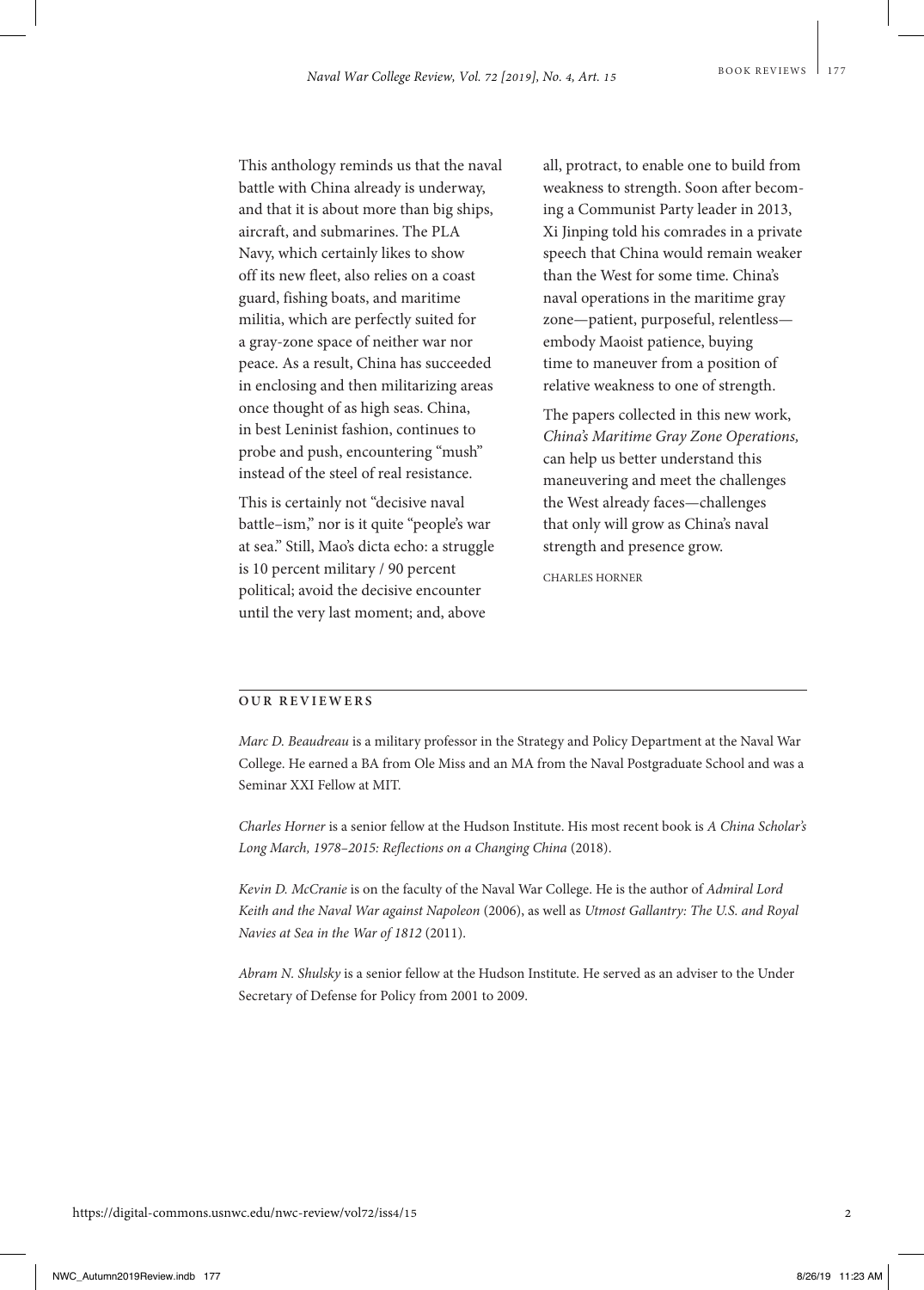This anthology reminds us that the naval battle with China already is underway, and that it is about more than big ships, aircraft, and submarines. The PLA Navy, which certainly likes to show off its new fleet, also relies on a coast guard, fishing boats, and maritime militia, which are perfectly suited for a gray-zone space of neither war nor peace. As a result, China has succeeded in enclosing and then militarizing areas once thought of as high seas. China, in best Leninist fashion, continues to probe and push, encountering "mush" instead of the steel of real resistance.

This is certainly not "decisive naval battle–ism," nor is it quite "people's war at sea." Still, Mao's dicta echo: a struggle is 10 percent military / 90 percent political; avoid the decisive encounter until the very last moment; and, above all, protract, to enable one to build from weakness to strength. Soon after becoming a Communist Party leader in 2013, Xi Jinping told his comrades in a private speech that China would remain weaker than the West for some time. China's naval operations in the maritime gray zone—patient, purposeful, relentless—embody Maoist patience, buying time to maneuver from a position of relative weakness to one of strength.

The papers collected in this new work, *China's Maritime Gray Zone Operations,* can help us better understand this maneuvering and meet the challenges the West already faces—challenges that only will grow as China's naval strength and presence grow.

CHARLES HORNER

## OUR REVIEWERS

*Marc D. Beaudreau* is a military professor in the Strategy and Policy Department at the Naval War College. He earned a BA from Ole Miss and an MA from the Naval Postgraduate School and was a Seminar XXI Fellow at MIT.

*Charles Horner* is a senior fellow at the Hudson Institute. His most recent book is *A China Scholar's Long March, 1978–2015: Reflections on a Changing China* (2018).

*Kevin D. McCranie* is on the faculty of the Naval War College. He is the author of *Admiral Lord Keith and the Naval War against Napoleon* (2006), as well as *Utmost Gallantry: The U.S. and Royal Navies at Sea in the War of 1812* (2011).

*Abram N. Shulsky* is a senior fellow at the Hudson Institute. He served as an adviser to the Under Secretary of Defense for Policy from 2001 to 2009.